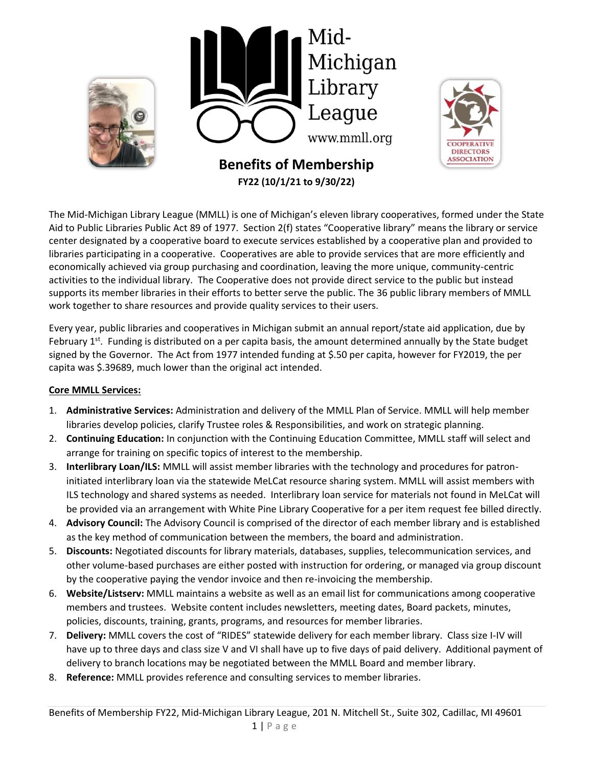# Mid-Michigan Library League

www.mmll.org

## Benefits of Membership

**FY22 (10/1/21 to 9/30/22)**

The Mid-Michigan Library League (MMLL) is one of Michigan's eleven library cooperatives, formed under the State Aid to Public Libraries Public Act 89 of 1977. Section 2(f) states "Cooperative library" means the library or service center designated by a cooperative board to execute services established by a cooperative plan and provided to libraries participating in a cooperative. Cooperatives are able to provide services that are more efficiently and economically achieved via group purchasing and coordination, leaving the more unique, community-centric activities to the individual library. The Cooperative does not provide direct service to the public but instead supports its member libraries in their efforts to better serve the public. The 36 public library members of MMLL work together to share resources and provide quality services to their users.

Every year, public libraries and cooperatives in Michigan submit an annual report/state aid application, due by February 1st. Funding is distributed on a per capita basis, the amount determined annually by the State budget signed by the Governor. The Act from 1977 intended funding at $.50 per capita, however for FY2019, the per capita was $.39689, much lower than the original act intended.

**Core MMLL Services:**

1. **Administrative Services:** Administration and delivery of the MMLL Plan of Service. MMLL will help member libraries develop policies, clarify Trustee roles & Responsibilities, and work on strategic planning.
2. **Continuing Education:** In conjunction with the Continuing Education Committee, MMLL staff will select and arrange for training on specific topics of interest to the membership.
3. **Interlibrary Loan/ILS:** MMLL will assist member libraries with the technology and procedures for patron-initiated interlibrary loan via the statewide MeLCat resource sharing system. MMLL will assist members with ILS technology and shared systems as needed. Interlibrary loan service for materials not found in MeLCat will be provided via an arrangement with White Pine Library Cooperative for a per item request fee billed directly.
4. **Advisory Council:** The Advisory Council is comprised of the director of each member library and is established as the key method of communication between the members, the board and administration.
5. **Discounts:** Negotiated discounts for library materials, databases, supplies, telecommunication services, and other volume-based purchases are either posted with instruction for ordering, or managed via group discount by the cooperative paying the vendor invoice and then re-invoicing the membership.
6. **Website/Listserv:** MMLL maintains a website as well as an email list for communications among cooperative members and trustees. Website content includes newsletters, meeting dates, Board packets, minutes, policies, discounts, training, grants, programs, and resources for member libraries.
7. **Delivery:** MMLL covers the cost of "RIDES" statewide delivery for each member library. Class size I-IV will have up to three days and class size V and VI shall have up to five days of paid delivery. Additional payment of delivery to branch locations may be negotiated between the MMLL Board and member library.
8. **Reference:** MMLL provides reference and consulting services to member libraries.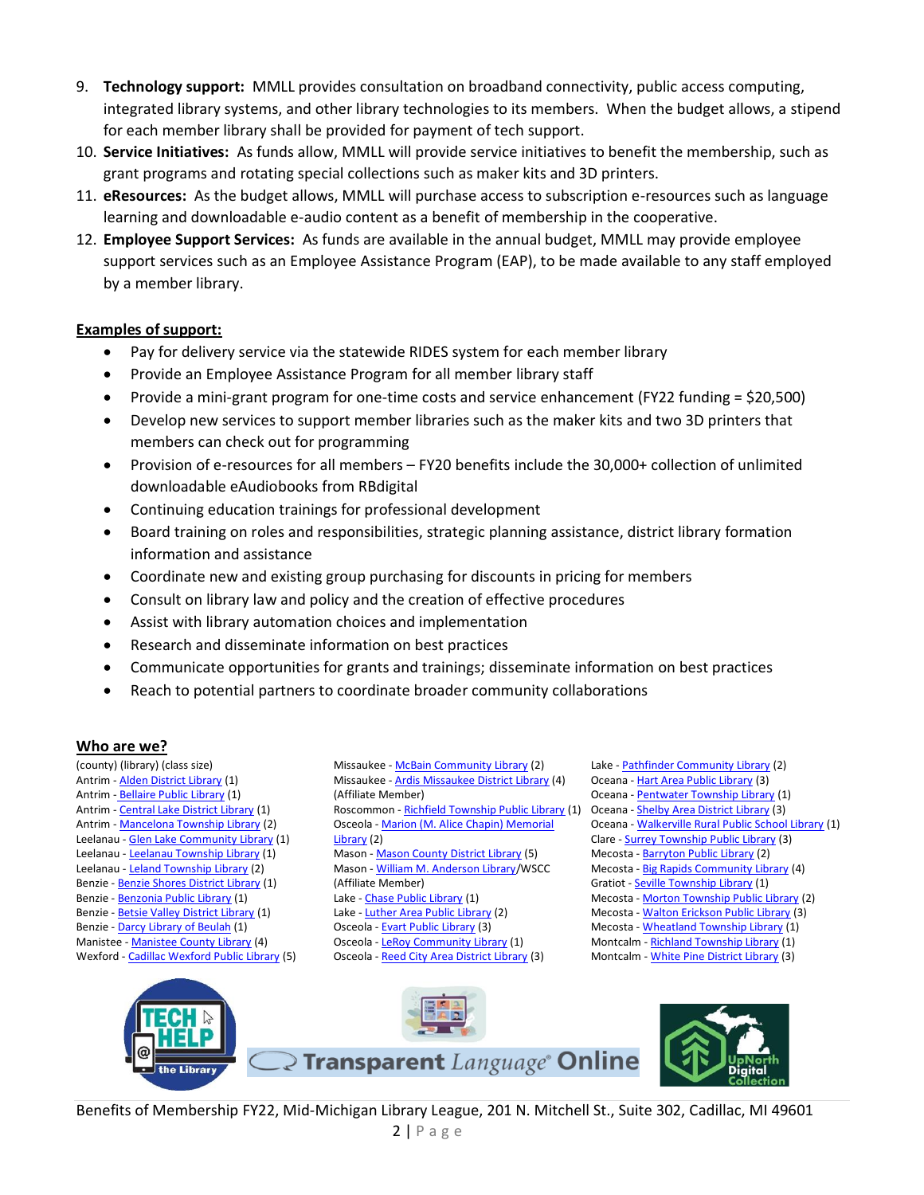9. **Technology support:** MMLL provides consultation on broadband connectivity, public access computing, integrated library systems, and other library technologies to its members. When the budget allows, a stipend for each member library shall be provided for payment of tech support.
10. **Service Initiatives:** As funds allow, MMLL will provide service initiatives to benefit the membership, such as grant programs and rotating special collections such as maker kits and 3D printers.
11. **eResources:** As the budget allows, MMLL will purchase access to subscription e-resources such as language learning and downloadable e-audio content as a benefit of membership in the cooperative.
12. **Employee Support Services:** As funds are available in the annual budget, MMLL may provide employee support services such as an Employee Assistance Program (EAP), to be made available to any staff employed by a member library.

## Examples of support:

- Pay for delivery service via the statewide RIDES system for each member library
- Provide an Employee Assistance Program for all member library staff
- Provide a mini-grant program for one-time costs and service enhancement (FY22 funding = $20,500)
- Develop new services to support member libraries such as the maker kits and two 3D printers that members can check out for programming
- Provision of e-resources for all members – FY20 benefits include the 30,000+ collection of unlimited downloadable eAudiobooks from RBdigital
- Continuing education trainings for professional development
- Board training on roles and responsibilities, strategic planning assistance, district library formation information and assistance
- Coordinate new and existing group purchasing for discounts in pricing for members
- Consult on library law and policy and the creation of effective procedures
- Assist with library automation choices and implementation
- Research and disseminate information on best practices
- Communicate opportunities for grants and trainings; disseminate information on best practices
- Reach to potential partners to coordinate broader community collaborations

## Who are we?

(county) (library) (class size)
Antrim - Alden District Library (1)
Antrim - Bellaire Public Library (1)
Antrim - Central Lake District Library (1)
Antrim - Mancelona Township Library (2)
Leelanau - Glen Lake Community Library (1)
Leelanau - Leelanau Township Library (1)
Leelanau - Leland Township Library (2)
Benzie - Benzie Shores District Library (1)
Benzie - Benzonia Public Library (1)
Benzie - Betsie Valley District Library (1)
Benzie - Darcy Library of Beulah (1)
Manistee - Manistee County Library (4)
Wexford - Cadillac Wexford Public Library (5)
Missaukee - McBain Community Library (2)
Missaukee - Ardis Missaukee District Library (4) (Affiliate Member)
Roscommon - Richfield Township Public Library (1)
Osceola - Marion (M. Alice Chapin) Memorial Library (2)
Mason - Mason County District Library (5)
Mason - William M. Anderson Library/WSCC (Affiliate Member)
Lake - Chase Public Library (1)
Lake - Luther Area Public Library (2)
Osceola - Evart Public Library (3)
Osceola - LeRoy Community Library (1)
Osceola - Reed City Area District Library (3)
Lake - Pathfinder Community Library (2)
Oceana - Hart Area Public Library (3)
Oceana - Pentwater Township Library (1)
Oceana - Shelby Area District Library (3)
Oceana - Walkerville Rural Public School Library (1)
Clare - Surrey Township Public Library (3)
Mecosta - Barryton Public Library (2)
Mecosta - Big Rapids Community Library (4)
Gratiot - Seville Township Library (1)
Mecosta - Morton Township Public Library (2)
Mecosta - Walton Erickson Public Library (3)
Mecosta - Wheatland Township Library (1)
Montcalm - Richland Township Library (1)
Montcalm - White Pine District Library (3)

TECH HELP the Library

Transparent Language Online

UpNorth Digital Collection

Benefits of Membership FY22, Mid-Michigan Library League, 201 N. Mitchell St., Suite 302, Cadillac, MI 49601